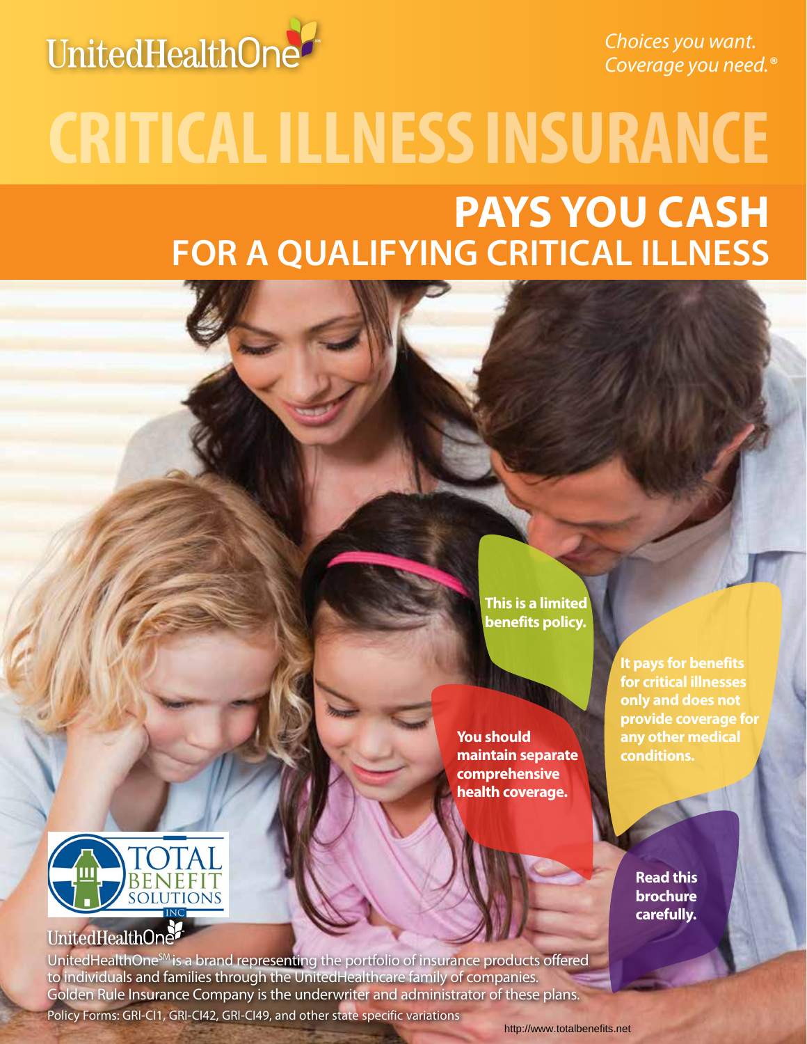UnitedHealthOne

*Choices you want. Coverage you need.®*

# CRITICAL ILLNESS INSURANCE

## PAYS YOU CASH FOR A QUALIFYING CRITICAL ILLNESS

**This is a limited benefits policy.**

**It pays for benefits for critical illnesses only and does not provide coverage for any other medical conditions.**

**You should maintain separate comprehensive health coverage.**

**Read this brochure carefully.**

TOTAL BENEFIT SOLUTIONS INC

UnitedHealthOne

UnitedHealthOne℠ is a brand representing the portfolio of insurance products offered to individuals and families through the UnitedHealthcare family of companies. Golden Rule Insurance Company is the underwriter and administrator of these plans.

Policy Forms: GRI-CI1, GRI-CI42, GRI-CI49, and other state specific variations

http://www.totalbenefits.net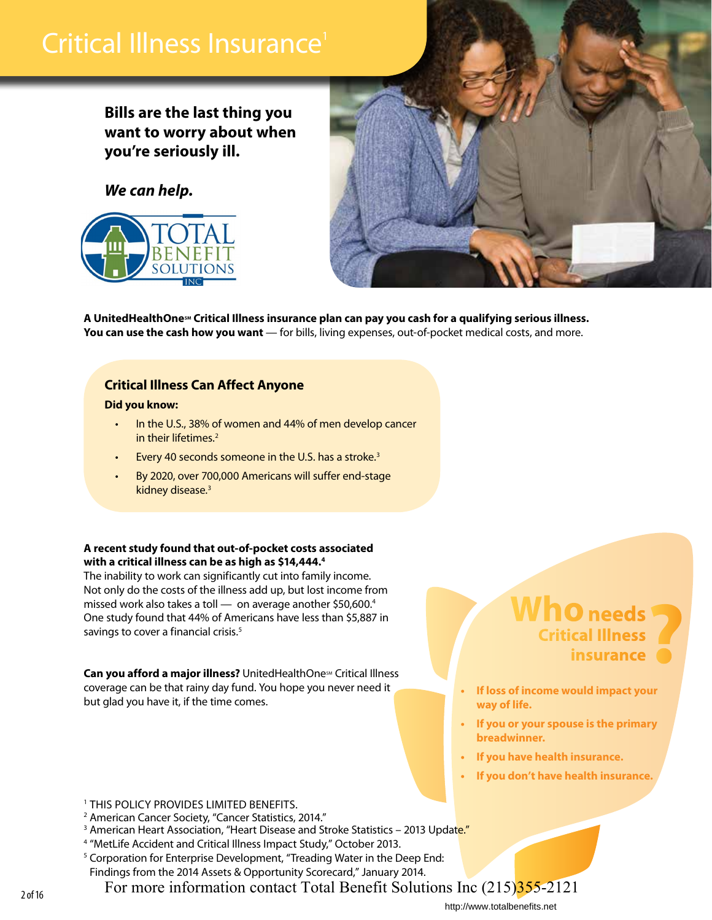# Critical Illness Insurance[1]

**Bills are the last thing you want to worry about when you're seriously ill.**

***We can help.***

TOTAL BENEFIT SOLUTIONS INC

**A UnitedHealthOne℠ Critical Illness insurance plan can pay you cash for a qualifying serious illness. You can use the cash how you want** — for bills, living expenses, out-of-pocket medical costs, and more.

## Critical Illness Can Affect Anyone

**Did you know:**

- In the U.S., 38% of women and 44% of men develop cancer in their lifetimes.[2]
- Every 40 seconds someone in the U.S. has a stroke.[3]
- By 2020, over 700,000 Americans will suffer end-stage kidney disease.[3]

**A recent study found that out-of-pocket costs associated with a critical illness can be as high as $14,444.[4]** The inability to work can significantly cut into family income. Not only do the costs of the illness add up, but lost income from missed work also takes a toll — on average another $50,600.[4] One study found that 44% of Americans have less than $5,887 in savings to cover a financial crisis.[5]

**Can you afford a major illness?** UnitedHealthOne℠ Critical Illness coverage can be that rainy day fund. You hope you never need it but glad you have it, if the time comes.

## Who needs Critical Illness insurance?

- **If loss of income would impact your way of life.**
- **If you or your spouse is the primary breadwinner.**
- **If you have health insurance.**
- **If you don't have health insurance.**

[1] THIS POLICY PROVIDES LIMITED BENEFITS.
[2] American Cancer Society, "Cancer Statistics, 2014."
[3] American Heart Association, "Heart Disease and Stroke Statistics – 2013 Update."
[4] "MetLife Accident and Critical Illness Impact Study," October 2013.
[5] Corporation for Enterprise Development, "Treading Water in the Deep End: Findings from the 2014 Assets & Opportunity Scorecard," January 2014.

For more information contact Total Benefit Solutions Inc (215)355-2121

http://www.totalbenefits.net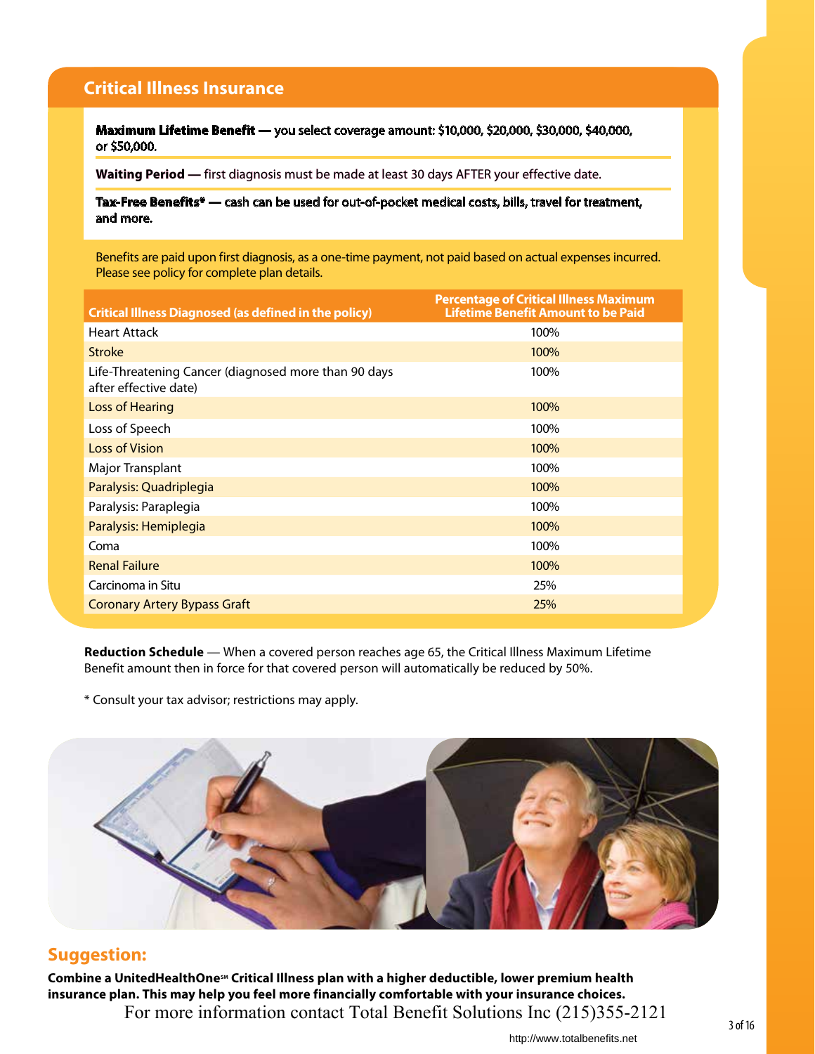## Critical Illness Insurance

**Maximum Lifetime Benefit** — you select coverage amount: $10,000, $20,000, $30,000, $40,000, or $50,000.

**Waiting Period** — first diagnosis must be made at least 30 days AFTER your effective date.

**Tax-Free Benefits*** — cash can be used for out-of-pocket medical costs, bills, travel for treatment, and more.

Benefits are paid upon first diagnosis, as a one-time payment, not paid based on actual expenses incurred. Please see policy for complete plan details.

| Critical Illness Diagnosed (as defined in the policy) | Percentage of Critical Illness Maximum Lifetime Benefit Amount to be Paid |
|---|---|
| Heart Attack | 100% |
| Stroke | 100% |
| Life-Threatening Cancer (diagnosed more than 90 days after effective date) | 100% |
| Loss of Hearing | 100% |
| Loss of Speech | 100% |
| Loss of Vision | 100% |
| Major Transplant | 100% |
| Paralysis: Quadriplegia | 100% |
| Paralysis: Paraplegia | 100% |
| Paralysis: Hemiplegia | 100% |
| Coma | 100% |
| Renal Failure | 100% |
| Carcinoma in Situ | 25% |
| Coronary Artery Bypass Graft | 25% |

**Reduction Schedule** — When a covered person reaches age 65, the Critical Illness Maximum Lifetime Benefit amount then in force for that covered person will automatically be reduced by 50%.

* Consult your tax advisor; restrictions may apply.

## Suggestion:

**Combine a UnitedHealthOne℠ Critical Illness plan with a higher deductible, lower premium health insurance plan. This may help you feel more financially comfortable with your insurance choices.**

For more information contact Total Benefit Solutions Inc (215)355-2121

http://www.totalbenefits.net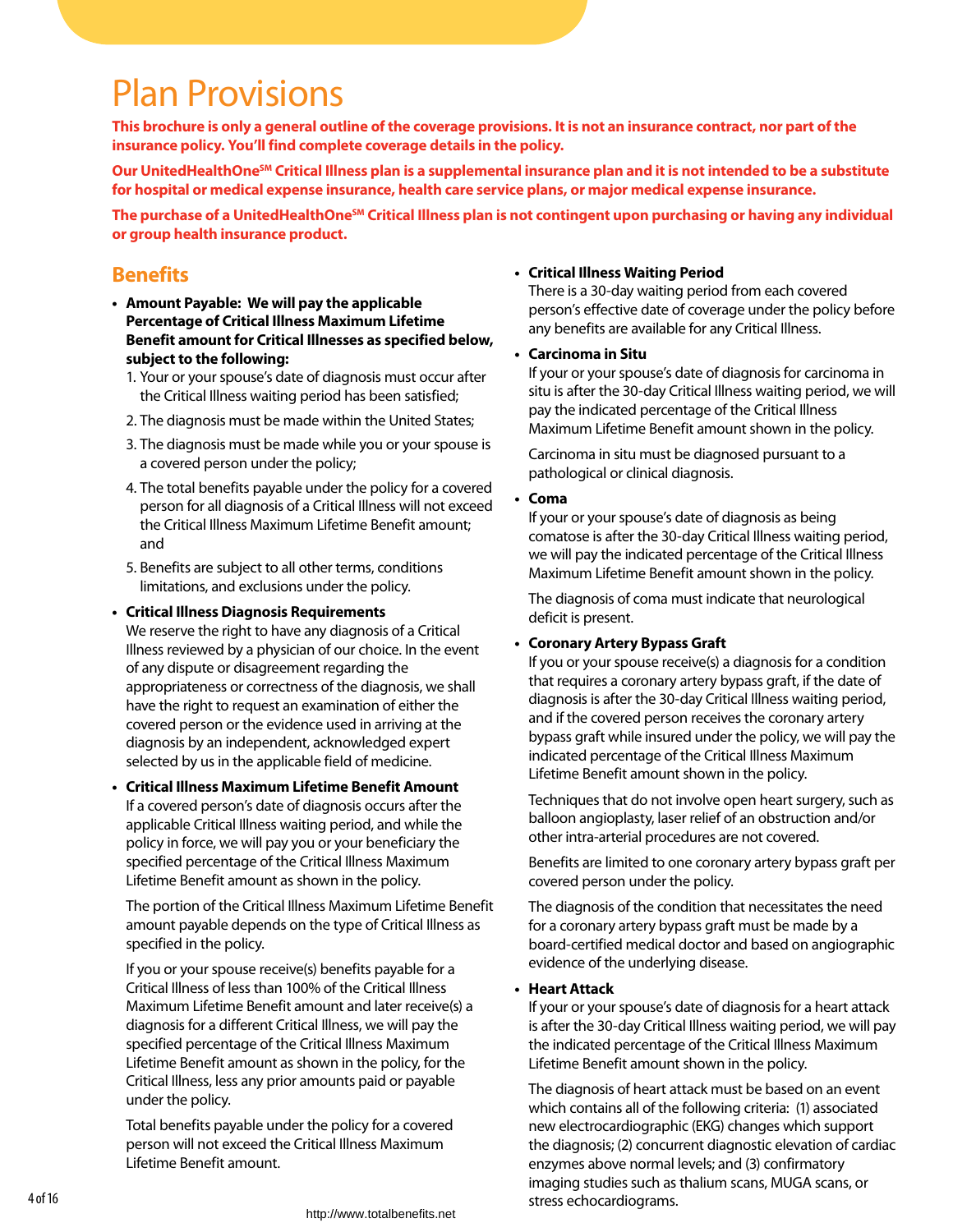# Plan Provisions

**This brochure is only a general outline of the coverage provisions. It is not an insurance contract, nor part of the insurance policy. You'll find complete coverage details in the policy.**

**Our UnitedHealthOne℠ Critical Illness plan is a supplemental insurance plan and it is not intended to be a substitute for hospital or medical expense insurance, health care service plans, or major medical expense insurance.**

**The purchase of a UnitedHealthOne℠ Critical Illness plan is not contingent upon purchasing or having any individual or group health insurance product.**

## Benefits

- **Amount Payable: We will pay the applicable Percentage of Critical Illness Maximum Lifetime Benefit amount for Critical Illnesses as specified below, subject to the following:**
  1. Your or your spouse's date of diagnosis must occur after the Critical Illness waiting period has been satisfied;
  2. The diagnosis must be made within the United States;
  3. The diagnosis must be made while you or your spouse is a covered person under the policy;
  4. The total benefits payable under the policy for a covered person for all diagnosis of a Critical Illness will not exceed the Critical Illness Maximum Lifetime Benefit amount; and
  5. Benefits are subject to all other terms, conditions limitations, and exclusions under the policy.

- **Critical Illness Diagnosis Requirements**
  We reserve the right to have any diagnosis of a Critical Illness reviewed by a physician of our choice. In the event of any dispute or disagreement regarding the appropriateness or correctness of the diagnosis, we shall have the right to request an examination of either the covered person or the evidence used in arriving at the diagnosis by an independent, acknowledged expert selected by us in the applicable field of medicine.

- **Critical Illness Maximum Lifetime Benefit Amount**
  If a covered person's date of diagnosis occurs after the applicable Critical Illness waiting period, and while the policy in force, we will pay you or your beneficiary the specified percentage of the Critical Illness Maximum Lifetime Benefit amount as shown in the policy.

  The portion of the Critical Illness Maximum Lifetime Benefit amount payable depends on the type of Critical Illness as specified in the policy.

  If you or your spouse receive(s) benefits payable for a Critical Illness of less than 100% of the Critical Illness Maximum Lifetime Benefit amount and later receive(s) a diagnosis for a different Critical Illness, we will pay the specified percentage of the Critical Illness Maximum Lifetime Benefit amount as shown in the policy, for the Critical Illness, less any prior amounts paid or payable under the policy.

  Total benefits payable under the policy for a covered person will not exceed the Critical Illness Maximum Lifetime Benefit amount.

- **Critical Illness Waiting Period**
  There is a 30-day waiting period from each covered person's effective date of coverage under the policy before any benefits are available for any Critical Illness.

- **Carcinoma in Situ**
  If your or your spouse's date of diagnosis for carcinoma in situ is after the 30-day Critical Illness waiting period, we will pay the indicated percentage of the Critical Illness Maximum Lifetime Benefit amount shown in the policy.

  Carcinoma in situ must be diagnosed pursuant to a pathological or clinical diagnosis.

- **Coma**
  If your or your spouse's date of diagnosis as being comatose is after the 30-day Critical Illness waiting period, we will pay the indicated percentage of the Critical Illness Maximum Lifetime Benefit amount shown in the policy.

  The diagnosis of coma must indicate that neurological deficit is present.

- **Coronary Artery Bypass Graft**
  If you or your spouse receive(s) a diagnosis for a condition that requires a coronary artery bypass graft, if the date of diagnosis is after the 30-day Critical Illness waiting period, and if the covered person receives the coronary artery bypass graft while insured under the policy, we will pay the indicated percentage of the Critical Illness Maximum Lifetime Benefit amount shown in the policy.

  Techniques that do not involve open heart surgery, such as balloon angioplasty, laser relief of an obstruction and/or other intra-arterial procedures are not covered.

  Benefits are limited to one coronary artery bypass graft per covered person under the policy.

  The diagnosis of the condition that necessitates the need for a coronary artery bypass graft must be made by a board-certified medical doctor and based on angiographic evidence of the underlying disease.

- **Heart Attack**
  If your or your spouse's date of diagnosis for a heart attack is after the 30-day Critical Illness waiting period, we will pay the indicated percentage of the Critical Illness Maximum Lifetime Benefit amount shown in the policy.

  The diagnosis of heart attack must be based on an event which contains all of the following criteria: (1) associated new electrocardiographic (EKG) changes which support the diagnosis; (2) concurrent diagnostic elevation of cardiac enzymes above normal levels; and (3) confirmatory imaging studies such as thalium scans, MUGA scans, or stress echocardiograms.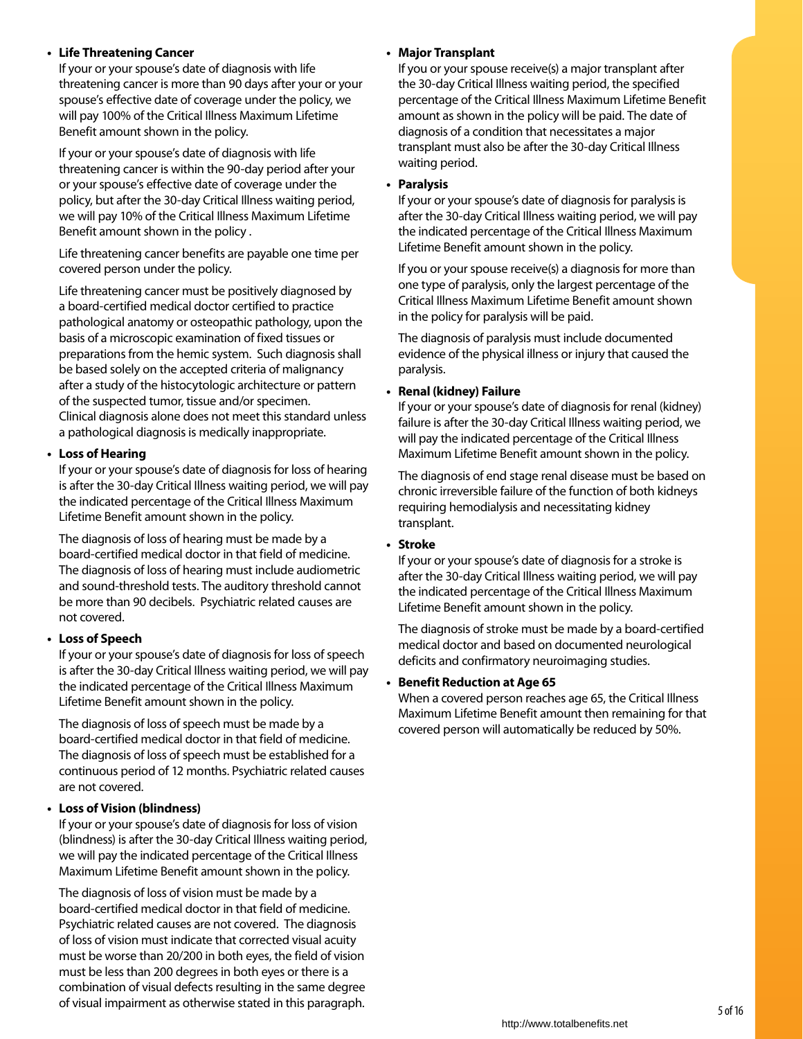- **Life Threatening Cancer**
  If your or your spouse's date of diagnosis with life threatening cancer is more than 90 days after your or your spouse's effective date of coverage under the policy, we will pay 100% of the Critical Illness Maximum Lifetime Benefit amount shown in the policy.

  If your or your spouse's date of diagnosis with life threatening cancer is within the 90-day period after your or your spouse's effective date of coverage under the policy, but after the 30-day Critical Illness waiting period, we will pay 10% of the Critical Illness Maximum Lifetime Benefit amount shown in the policy .

  Life threatening cancer benefits are payable one time per covered person under the policy.

  Life threatening cancer must be positively diagnosed by a board-certified medical doctor certified to practice pathological anatomy or osteopathic pathology, upon the basis of a microscopic examination of fixed tissues or preparations from the hemic system. Such diagnosis shall be based solely on the accepted criteria of malignancy after a study of the histocytologic architecture or pattern of the suspected tumor, tissue and/or specimen. Clinical diagnosis alone does not meet this standard unless a pathological diagnosis is medically inappropriate.

- **Loss of Hearing**
  If your or your spouse's date of diagnosis for loss of hearing is after the 30-day Critical Illness waiting period, we will pay the indicated percentage of the Critical Illness Maximum Lifetime Benefit amount shown in the policy.

  The diagnosis of loss of hearing must be made by a board-certified medical doctor in that field of medicine. The diagnosis of loss of hearing must include audiometric and sound-threshold tests. The auditory threshold cannot be more than 90 decibels. Psychiatric related causes are not covered.

- **Loss of Speech**
  If your or your spouse's date of diagnosis for loss of speech is after the 30-day Critical Illness waiting period, we will pay the indicated percentage of the Critical Illness Maximum Lifetime Benefit amount shown in the policy.

  The diagnosis of loss of speech must be made by a board-certified medical doctor in that field of medicine. The diagnosis of loss of speech must be established for a continuous period of 12 months. Psychiatric related causes are not covered.

- **Loss of Vision (blindness)**
  If your or your spouse's date of diagnosis for loss of vision (blindness) is after the 30-day Critical Illness waiting period, we will pay the indicated percentage of the Critical Illness Maximum Lifetime Benefit amount shown in the policy.

  The diagnosis of loss of vision must be made by a board-certified medical doctor in that field of medicine. Psychiatric related causes are not covered. The diagnosis of loss of vision must indicate that corrected visual acuity must be worse than 20/200 in both eyes, the field of vision must be less than 200 degrees in both eyes or there is a combination of visual defects resulting in the same degree of visual impairment as otherwise stated in this paragraph.

- **Major Transplant**
  If you or your spouse receive(s) a major transplant after the 30-day Critical Illness waiting period, the specified percentage of the Critical Illness Maximum Lifetime Benefit amount as shown in the policy will be paid. The date of diagnosis of a condition that necessitates a major transplant must also be after the 30-day Critical Illness waiting period.

- **Paralysis**
  If your or your spouse's date of diagnosis for paralysis is after the 30-day Critical Illness waiting period, we will pay the indicated percentage of the Critical Illness Maximum Lifetime Benefit amount shown in the policy.

  If you or your spouse receive(s) a diagnosis for more than one type of paralysis, only the largest percentage of the Critical Illness Maximum Lifetime Benefit amount shown in the policy for paralysis will be paid.

  The diagnosis of paralysis must include documented evidence of the physical illness or injury that caused the paralysis.

- **Renal (kidney) Failure**
  If your or your spouse's date of diagnosis for renal (kidney) failure is after the 30-day Critical Illness waiting period, we will pay the indicated percentage of the Critical Illness Maximum Lifetime Benefit amount shown in the policy.

  The diagnosis of end stage renal disease must be based on chronic irreversible failure of the function of both kidneys requiring hemodialysis and necessitating kidney transplant.

- **Stroke**
  If your or your spouse's date of diagnosis for a stroke is after the 30-day Critical Illness waiting period, we will pay the indicated percentage of the Critical Illness Maximum Lifetime Benefit amount shown in the policy.

  The diagnosis of stroke must be made by a board-certified medical doctor and based on documented neurological deficits and confirmatory neuroimaging studies.

- **Benefit Reduction at Age 65**
  When a covered person reaches age 65, the Critical Illness Maximum Lifetime Benefit amount then remaining for that covered person will automatically be reduced by 50%.

http://www.totalbenefits.net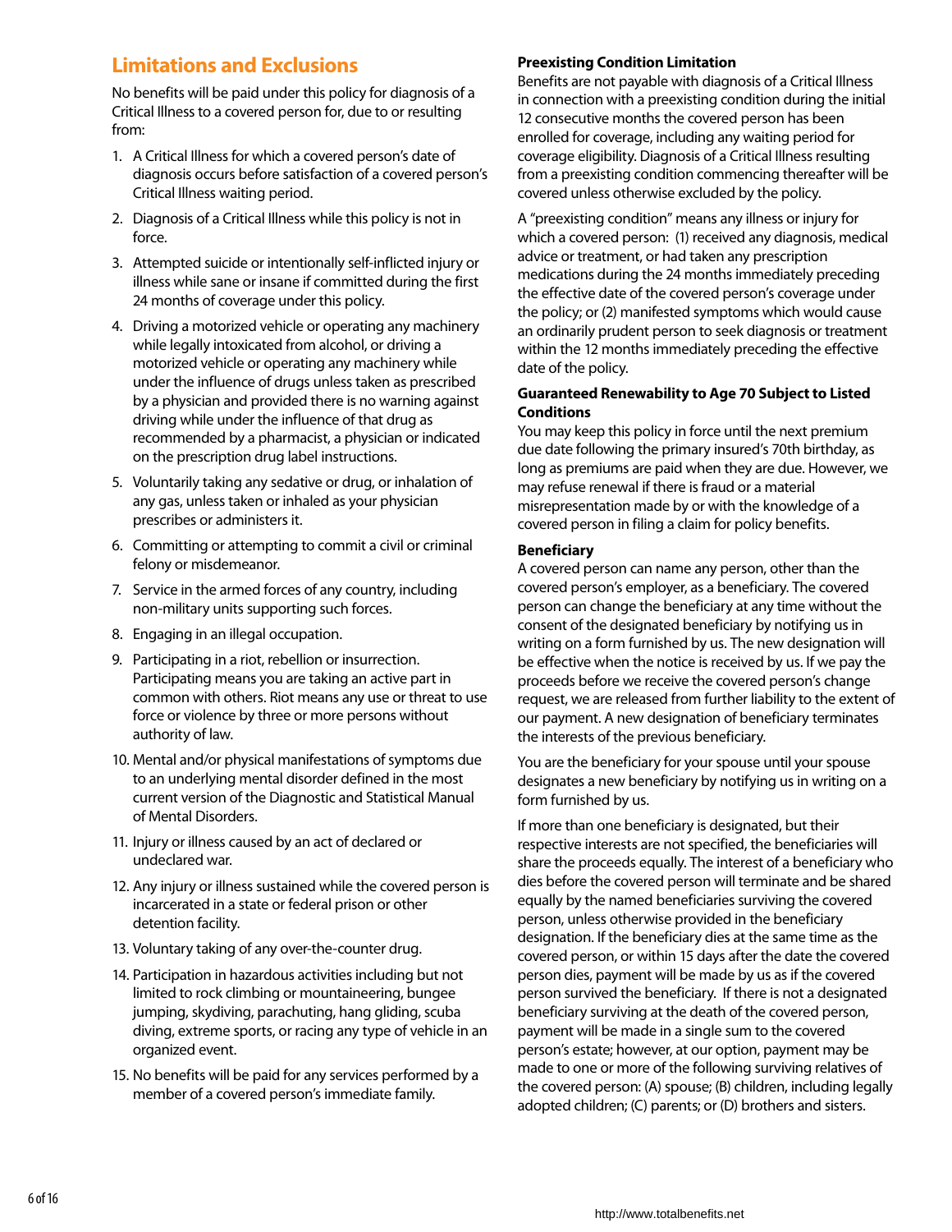## Limitations and Exclusions

No benefits will be paid under this policy for diagnosis of a Critical Illness to a covered person for, due to or resulting from:

1. A Critical Illness for which a covered person's date of diagnosis occurs before satisfaction of a covered person's Critical Illness waiting period.
2. Diagnosis of a Critical Illness while this policy is not in force.
3. Attempted suicide or intentionally self-inflicted injury or illness while sane or insane if committed during the first 24 months of coverage under this policy.
4. Driving a motorized vehicle or operating any machinery while legally intoxicated from alcohol, or driving a motorized vehicle or operating any machinery while under the influence of drugs unless taken as prescribed by a physician and provided there is no warning against driving while under the influence of that drug as recommended by a pharmacist, a physician or indicated on the prescription drug label instructions.
5. Voluntarily taking any sedative or drug, or inhalation of any gas, unless taken or inhaled as your physician prescribes or administers it.
6. Committing or attempting to commit a civil or criminal felony or misdemeanor.
7. Service in the armed forces of any country, including non-military units supporting such forces.
8. Engaging in an illegal occupation.
9. Participating in a riot, rebellion or insurrection. Participating means you are taking an active part in common with others. Riot means any use or threat to use force or violence by three or more persons without authority of law.
10. Mental and/or physical manifestations of symptoms due to an underlying mental disorder defined in the most current version of the Diagnostic and Statistical Manual of Mental Disorders.
11. Injury or illness caused by an act of declared or undeclared war.
12. Any injury or illness sustained while the covered person is incarcerated in a state or federal prison or other detention facility.
13. Voluntary taking of any over-the-counter drug.
14. Participation in hazardous activities including but not limited to rock climbing or mountaineering, bungee jumping, skydiving, parachuting, hang gliding, scuba diving, extreme sports, or racing any type of vehicle in an organized event.
15. No benefits will be paid for any services performed by a member of a covered person's immediate family.

**Preexisting Condition Limitation**

Benefits are not payable with diagnosis of a Critical Illness in connection with a preexisting condition during the initial 12 consecutive months the covered person has been enrolled for coverage, including any waiting period for coverage eligibility. Diagnosis of a Critical Illness resulting from a preexisting condition commencing thereafter will be covered unless otherwise excluded by the policy.

A "preexisting condition" means any illness or injury for which a covered person: (1) received any diagnosis, medical advice or treatment, or had taken any prescription medications during the 24 months immediately preceding the effective date of the covered person's coverage under the policy; or (2) manifested symptoms which would cause an ordinarily prudent person to seek diagnosis or treatment within the 12 months immediately preceding the effective date of the policy.

**Guaranteed Renewability to Age 70 Subject to Listed Conditions**

You may keep this policy in force until the next premium due date following the primary insured's 70th birthday, as long as premiums are paid when they are due. However, we may refuse renewal if there is fraud or a material misrepresentation made by or with the knowledge of a covered person in filing a claim for policy benefits.

**Beneficiary**

A covered person can name any person, other than the covered person's employer, as a beneficiary. The covered person can change the beneficiary at any time without the consent of the designated beneficiary by notifying us in writing on a form furnished by us. The new designation will be effective when the notice is received by us. If we pay the proceeds before we receive the covered person's change request, we are released from further liability to the extent of our payment. A new designation of beneficiary terminates the interests of the previous beneficiary.

You are the beneficiary for your spouse until your spouse designates a new beneficiary by notifying us in writing on a form furnished by us.

If more than one beneficiary is designated, but their respective interests are not specified, the beneficiaries will share the proceeds equally. The interest of a beneficiary who dies before the covered person will terminate and be shared equally by the named beneficiaries surviving the covered person, unless otherwise provided in the beneficiary designation. If the beneficiary dies at the same time as the covered person, or within 15 days after the date the covered person dies, payment will be made by us as if the covered person survived the beneficiary. If there is not a designated beneficiary surviving at the death of the covered person, payment will be made in a single sum to the covered person's estate; however, at our option, payment may be made to one or more of the following surviving relatives of the covered person: (A) spouse; (B) children, including legally adopted children; (C) parents; or (D) brothers and sisters.

http://www.totalbenefits.net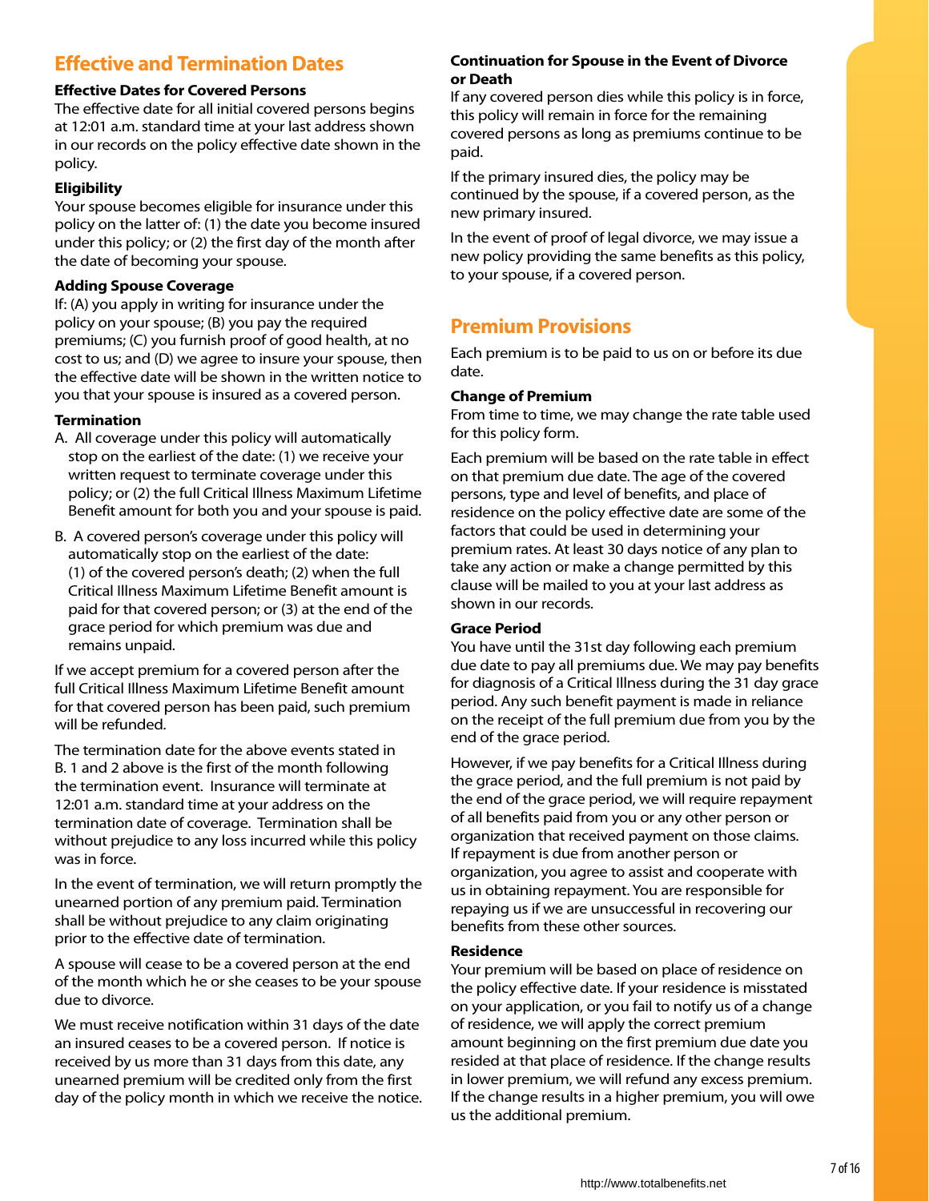## Effective and Termination Dates

### Effective Dates for Covered Persons

The effective date for all initial covered persons begins at 12:01 a.m. standard time at your last address shown in our records on the policy effective date shown in the policy.

### Eligibility

Your spouse becomes eligible for insurance under this policy on the latter of: (1) the date you become insured under this policy; or (2) the first day of the month after the date of becoming your spouse.

### Adding Spouse Coverage

If: (A) you apply in writing for insurance under the policy on your spouse; (B) you pay the required premiums; (C) you furnish proof of good health, at no cost to us; and (D) we agree to insure your spouse, then the effective date will be shown in the written notice to you that your spouse is insured as a covered person.

### Termination

A. All coverage under this policy will automatically stop on the earliest of the date: (1) we receive your written request to terminate coverage under this policy; or (2) the full Critical Illness Maximum Lifetime Benefit amount for both you and your spouse is paid.

B. A covered person's coverage under this policy will automatically stop on the earliest of the date: (1) of the covered person's death; (2) when the full Critical Illness Maximum Lifetime Benefit amount is paid for that covered person; or (3) at the end of the grace period for which premium was due and remains unpaid.

If we accept premium for a covered person after the full Critical Illness Maximum Lifetime Benefit amount for that covered person has been paid, such premium will be refunded.

The termination date for the above events stated in B. 1 and 2 above is the first of the month following the termination event. Insurance will terminate at 12:01 a.m. standard time at your address on the termination date of coverage. Termination shall be without prejudice to any loss incurred while this policy was in force.

In the event of termination, we will return promptly the unearned portion of any premium paid. Termination shall be without prejudice to any claim originating prior to the effective date of termination.

A spouse will cease to be a covered person at the end of the month which he or she ceases to be your spouse due to divorce.

We must receive notification within 31 days of the date an insured ceases to be a covered person. If notice is received by us more than 31 days from this date, any unearned premium will be credited only from the first day of the policy month in which we receive the notice.

### Continuation for Spouse in the Event of Divorce or Death

If any covered person dies while this policy is in force, this policy will remain in force for the remaining covered persons as long as premiums continue to be paid.

If the primary insured dies, the policy may be continued by the spouse, if a covered person, as the new primary insured.

In the event of proof of legal divorce, we may issue a new policy providing the same benefits as this policy, to your spouse, if a covered person.

## Premium Provisions

Each premium is to be paid to us on or before its due date.

### Change of Premium

From time to time, we may change the rate table used for this policy form.

Each premium will be based on the rate table in effect on that premium due date. The age of the covered persons, type and level of benefits, and place of residence on the policy effective date are some of the factors that could be used in determining your premium rates. At least 30 days notice of any plan to take any action or make a change permitted by this clause will be mailed to you at your last address as shown in our records.

### Grace Period

You have until the 31st day following each premium due date to pay all premiums due. We may pay benefits for diagnosis of a Critical Illness during the 31 day grace period. Any such benefit payment is made in reliance on the receipt of the full premium due from you by the end of the grace period.

However, if we pay benefits for a Critical Illness during the grace period, and the full premium is not paid by the end of the grace period, we will require repayment of all benefits paid from you or any other person or organization that received payment on those claims. If repayment is due from another person or organization, you agree to assist and cooperate with us in obtaining repayment. You are responsible for repaying us if we are unsuccessful in recovering our benefits from these other sources.

### Residence

Your premium will be based on place of residence on the policy effective date. If your residence is misstated on your application, or you fail to notify us of a change of residence, we will apply the correct premium amount beginning on the first premium due date you resided at that place of residence. If the change results in lower premium, we will refund any excess premium. If the change results in a higher premium, you will owe us the additional premium.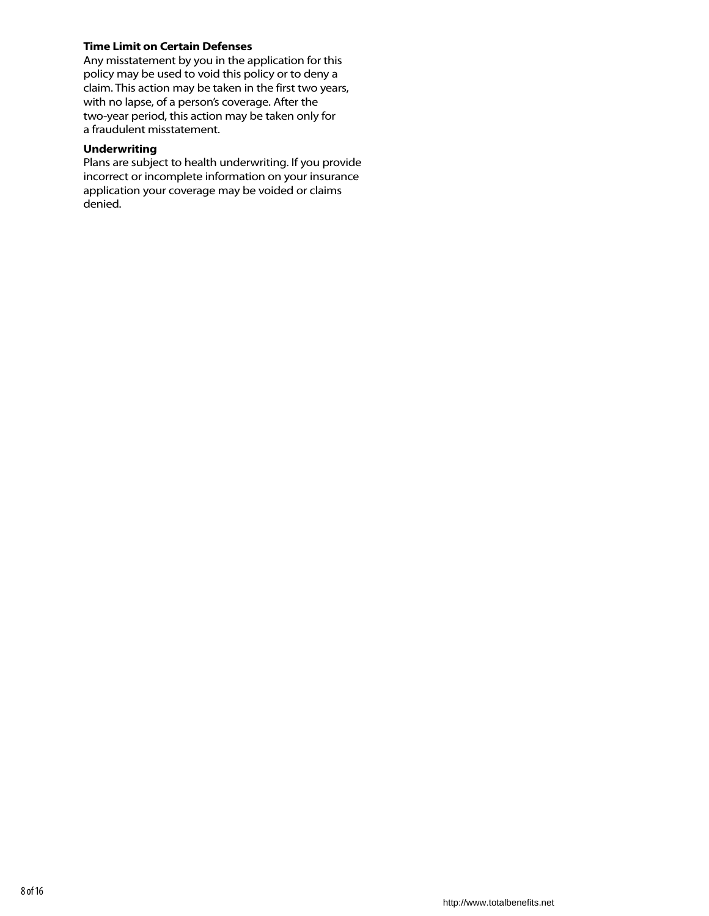**Time Limit on Certain Defenses**

Any misstatement by you in the application for this policy may be used to void this policy or to deny a claim. This action may be taken in the first two years, with no lapse, of a person's coverage. After the two-year period, this action may be taken only for a fraudulent misstatement.

**Underwriting**

Plans are subject to health underwriting. If you provide incorrect or incomplete information on your insurance application your coverage may be voided or claims denied.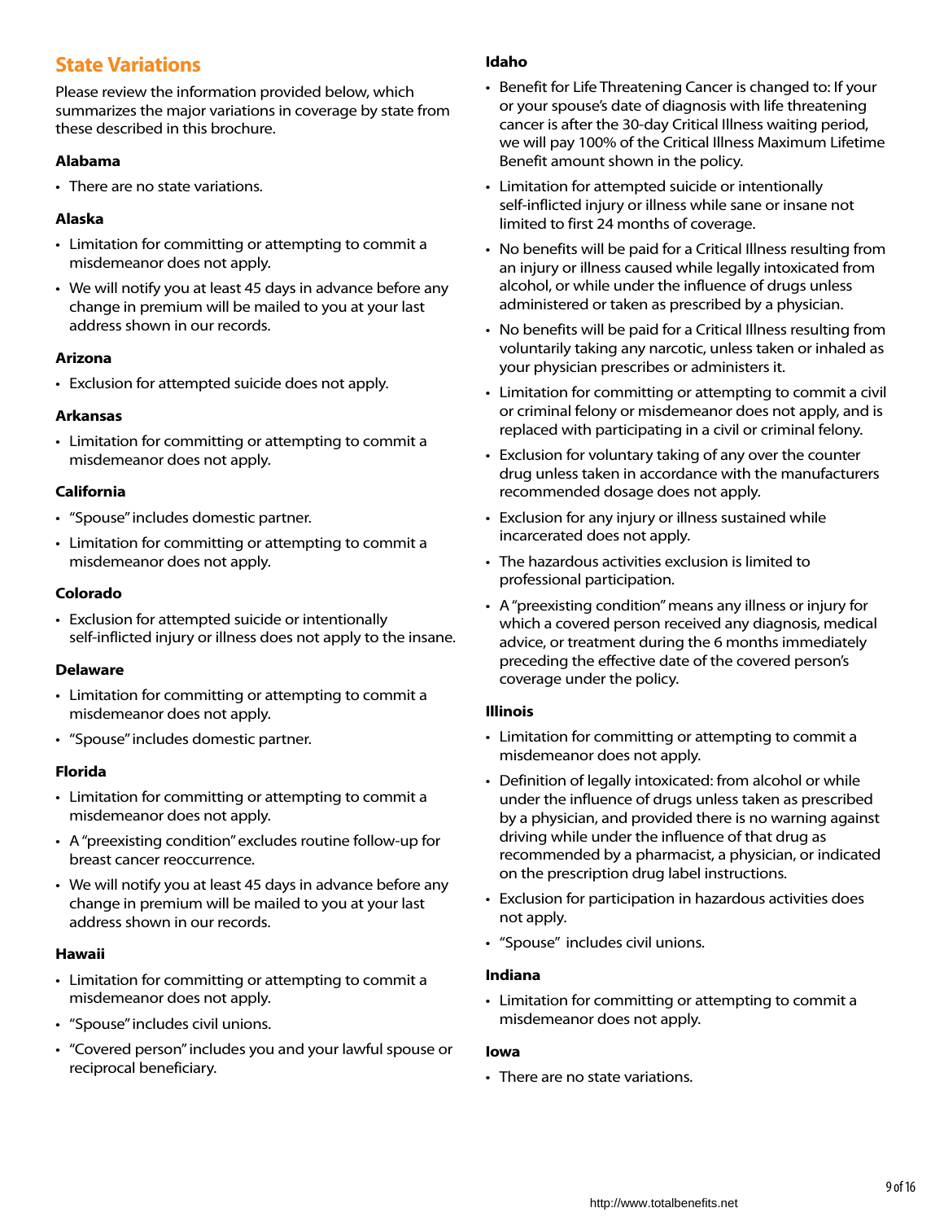## State Variations

Please review the information provided below, which summarizes the major variations in coverage by state from these described in this brochure.

### Alabama

- There are no state variations.

### Alaska

- Limitation for committing or attempting to commit a misdemeanor does not apply.
- We will notify you at least 45 days in advance before any change in premium will be mailed to you at your last address shown in our records.

### Arizona

- Exclusion for attempted suicide does not apply.

### Arkansas

- Limitation for committing or attempting to commit a misdemeanor does not apply.

### California

- "Spouse" includes domestic partner.
- Limitation for committing or attempting to commit a misdemeanor does not apply.

### Colorado

- Exclusion for attempted suicide or intentionally self-inflicted injury or illness does not apply to the insane.

### Delaware

- Limitation for committing or attempting to commit a misdemeanor does not apply.
- "Spouse" includes domestic partner.

### Florida

- Limitation for committing or attempting to commit a misdemeanor does not apply.
- A "preexisting condition" excludes routine follow-up for breast cancer reoccurrence.
- We will notify you at least 45 days in advance before any change in premium will be mailed to you at your last address shown in our records.

### Hawaii

- Limitation for committing or attempting to commit a misdemeanor does not apply.
- "Spouse" includes civil unions.
- "Covered person" includes you and your lawful spouse or reciprocal beneficiary.

### Idaho

- Benefit for Life Threatening Cancer is changed to: If your or your spouse's date of diagnosis with life threatening cancer is after the 30-day Critical Illness waiting period, we will pay 100% of the Critical Illness Maximum Lifetime Benefit amount shown in the policy.
- Limitation for attempted suicide or intentionally self-inflicted injury or illness while sane or insane not limited to first 24 months of coverage.
- No benefits will be paid for a Critical Illness resulting from an injury or illness caused while legally intoxicated from alcohol, or while under the influence of drugs unless administered or taken as prescribed by a physician.
- No benefits will be paid for a Critical Illness resulting from voluntarily taking any narcotic, unless taken or inhaled as your physician prescribes or administers it.
- Limitation for committing or attempting to commit a civil or criminal felony or misdemeanor does not apply, and is replaced with participating in a civil or criminal felony.
- Exclusion for voluntary taking of any over the counter drug unless taken in accordance with the manufacturers recommended dosage does not apply.
- Exclusion for any injury or illness sustained while incarcerated does not apply.
- The hazardous activities exclusion is limited to professional participation.
- A "preexisting condition" means any illness or injury for which a covered person received any diagnosis, medical advice, or treatment during the 6 months immediately preceding the effective date of the covered person's coverage under the policy.

### Illinois

- Limitation for committing or attempting to commit a misdemeanor does not apply.
- Definition of legally intoxicated: from alcohol or while under the influence of drugs unless taken as prescribed by a physician, and provided there is no warning against driving while under the influence of that drug as recommended by a pharmacist, a physician, or indicated on the prescription drug label instructions.
- Exclusion for participation in hazardous activities does not apply.
- "Spouse" includes civil unions.

### Indiana

- Limitation for committing or attempting to commit a misdemeanor does not apply.

### Iowa

- There are no state variations.

http://www.totalbenefits.net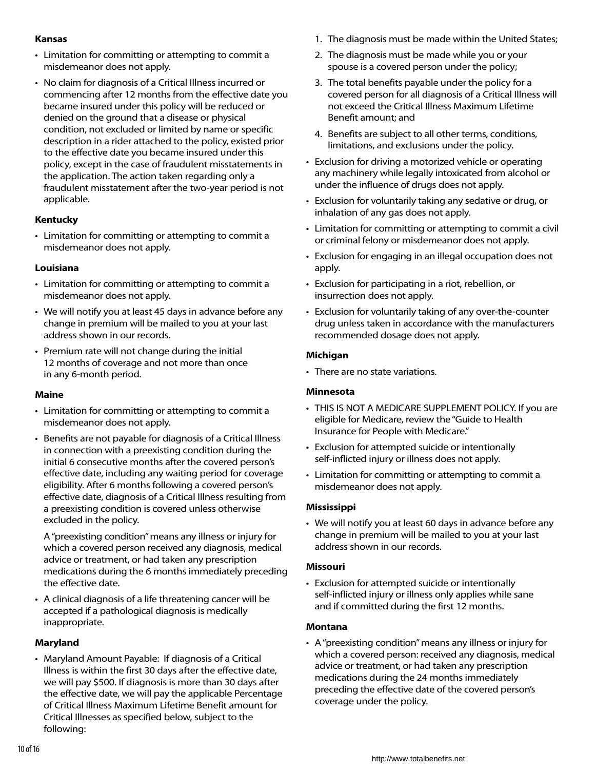**Kansas**

- Limitation for committing or attempting to commit a misdemeanor does not apply.
- No claim for diagnosis of a Critical Illness incurred or commencing after 12 months from the effective date you became insured under this policy will be reduced or denied on the ground that a disease or physical condition, not excluded or limited by name or specific description in a rider attached to the policy, existed prior to the effective date you became insured under this policy, except in the case of fraudulent misstatements in the application. The action taken regarding only a fraudulent misstatement after the two-year period is not applicable.

**Kentucky**

- Limitation for committing or attempting to commit a misdemeanor does not apply.

**Louisiana**

- Limitation for committing or attempting to commit a misdemeanor does not apply.
- We will notify you at least 45 days in advance before any change in premium will be mailed to you at your last address shown in our records.
- Premium rate will not change during the initial 12 months of coverage and not more than once in any 6-month period.

**Maine**

- Limitation for committing or attempting to commit a misdemeanor does not apply.
- Benefits are not payable for diagnosis of a Critical Illness in connection with a preexisting condition during the initial 6 consecutive months after the covered person's effective date, including any waiting period for coverage eligibility. After 6 months following a covered person's effective date, diagnosis of a Critical Illness resulting from a preexisting condition is covered unless otherwise excluded in the policy.

  A "preexisting condition" means any illness or injury for which a covered person received any diagnosis, medical advice or treatment, or had taken any prescription medications during the 6 months immediately preceding the effective date.
- A clinical diagnosis of a life threatening cancer will be accepted if a pathological diagnosis is medically inappropriate.

**Maryland**

- Maryland Amount Payable: If diagnosis of a Critical Illness is within the first 30 days after the effective date, we will pay $500. If diagnosis is more than 30 days after the effective date, we will pay the applicable Percentage of Critical Illness Maximum Lifetime Benefit amount for Critical Illnesses as specified below, subject to the following:
  1. The diagnosis must be made within the United States;
  2. The diagnosis must be made while you or your spouse is a covered person under the policy;
  3. The total benefits payable under the policy for a covered person for all diagnosis of a Critical Illness will not exceed the Critical Illness Maximum Lifetime Benefit amount; and
  4. Benefits are subject to all other terms, conditions, limitations, and exclusions under the policy.
- Exclusion for driving a motorized vehicle or operating any machinery while legally intoxicated from alcohol or under the influence of drugs does not apply.
- Exclusion for voluntarily taking any sedative or drug, or inhalation of any gas does not apply.
- Limitation for committing or attempting to commit a civil or criminal felony or misdemeanor does not apply.
- Exclusion for engaging in an illegal occupation does not apply.
- Exclusion for participating in a riot, rebellion, or insurrection does not apply.
- Exclusion for voluntarily taking of any over-the-counter drug unless taken in accordance with the manufacturers recommended dosage does not apply.

**Michigan**

- There are no state variations.

**Minnesota**

- THIS IS NOT A MEDICARE SUPPLEMENT POLICY. If you are eligible for Medicare, review the "Guide to Health Insurance for People with Medicare."
- Exclusion for attempted suicide or intentionally self-inflicted injury or illness does not apply.
- Limitation for committing or attempting to commit a misdemeanor does not apply.

**Mississippi**

- We will notify you at least 60 days in advance before any change in premium will be mailed to you at your last address shown in our records.

**Missouri**

- Exclusion for attempted suicide or intentionally self-inflicted injury or illness only applies while sane and if committed during the first 12 months.

**Montana**

- A "preexisting condition" means any illness or injury for which a covered person: received any diagnosis, medical advice or treatment, or had taken any prescription medications during the 24 months immediately preceding the effective date of the covered person's coverage under the policy.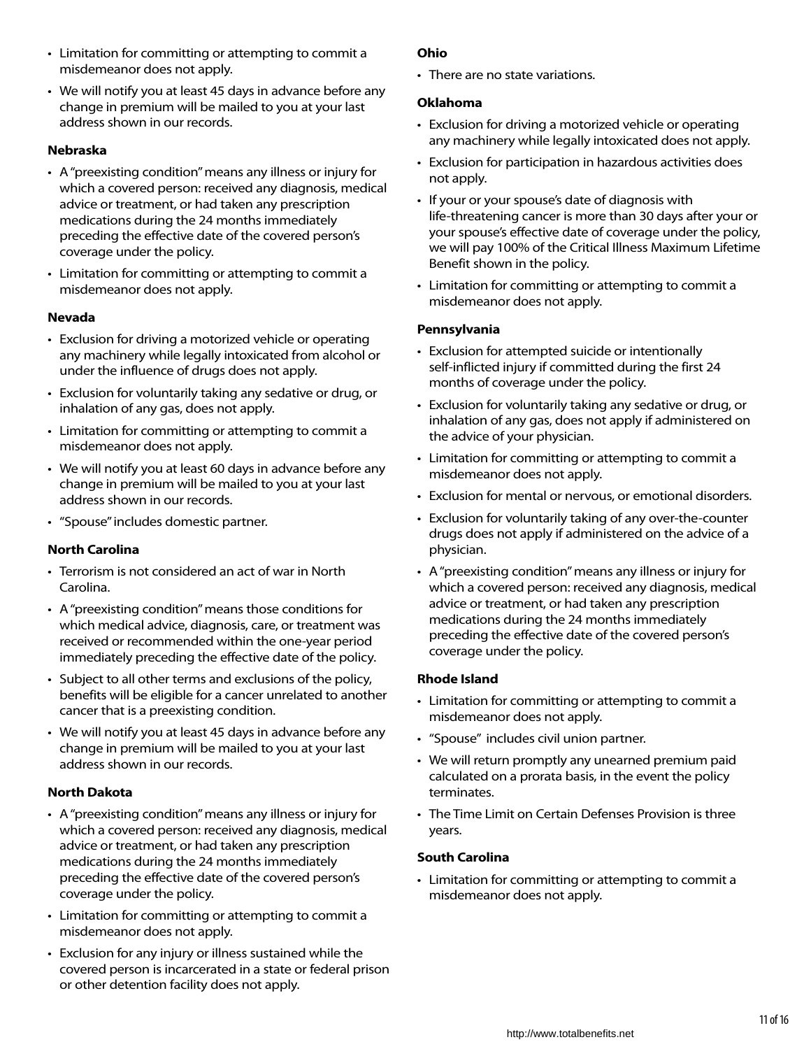- Limitation for committing or attempting to commit a misdemeanor does not apply.
- We will notify you at least 45 days in advance before any change in premium will be mailed to you at your last address shown in our records.

**Nebraska**

- A "preexisting condition" means any illness or injury for which a covered person: received any diagnosis, medical advice or treatment, or had taken any prescription medications during the 24 months immediately preceding the effective date of the covered person's coverage under the policy.
- Limitation for committing or attempting to commit a misdemeanor does not apply.

**Nevada**

- Exclusion for driving a motorized vehicle or operating any machinery while legally intoxicated from alcohol or under the influence of drugs does not apply.
- Exclusion for voluntarily taking any sedative or drug, or inhalation of any gas, does not apply.
- Limitation for committing or attempting to commit a misdemeanor does not apply.
- We will notify you at least 60 days in advance before any change in premium will be mailed to you at your last address shown in our records.
- "Spouse" includes domestic partner.

**North Carolina**

- Terrorism is not considered an act of war in North Carolina.
- A "preexisting condition" means those conditions for which medical advice, diagnosis, care, or treatment was received or recommended within the one-year period immediately preceding the effective date of the policy.
- Subject to all other terms and exclusions of the policy, benefits will be eligible for a cancer unrelated to another cancer that is a preexisting condition.
- We will notify you at least 45 days in advance before any change in premium will be mailed to you at your last address shown in our records.

**North Dakota**

- A "preexisting condition" means any illness or injury for which a covered person: received any diagnosis, medical advice or treatment, or had taken any prescription medications during the 24 months immediately preceding the effective date of the covered person's coverage under the policy.
- Limitation for committing or attempting to commit a misdemeanor does not apply.
- Exclusion for any injury or illness sustained while the covered person is incarcerated in a state or federal prison or other detention facility does not apply.

**Ohio**

- There are no state variations.

**Oklahoma**

- Exclusion for driving a motorized vehicle or operating any machinery while legally intoxicated does not apply.
- Exclusion for participation in hazardous activities does not apply.
- If your or your spouse's date of diagnosis with life-threatening cancer is more than 30 days after your or your spouse's effective date of coverage under the policy, we will pay 100% of the Critical Illness Maximum Lifetime Benefit shown in the policy.
- Limitation for committing or attempting to commit a misdemeanor does not apply.

**Pennsylvania**

- Exclusion for attempted suicide or intentionally self-inflicted injury if committed during the first 24 months of coverage under the policy.
- Exclusion for voluntarily taking any sedative or drug, or inhalation of any gas, does not apply if administered on the advice of your physician.
- Limitation for committing or attempting to commit a misdemeanor does not apply.
- Exclusion for mental or nervous, or emotional disorders.
- Exclusion for voluntarily taking of any over-the-counter drugs does not apply if administered on the advice of a physician.
- A "preexisting condition" means any illness or injury for which a covered person: received any diagnosis, medical advice or treatment, or had taken any prescription medications during the 24 months immediately preceding the effective date of the covered person's coverage under the policy.

**Rhode Island**

- Limitation for committing or attempting to commit a misdemeanor does not apply.
- "Spouse" includes civil union partner.
- We will return promptly any unearned premium paid calculated on a prorata basis, in the event the policy terminates.
- The Time Limit on Certain Defenses Provision is three years.

**South Carolina**

- Limitation for committing or attempting to commit a misdemeanor does not apply.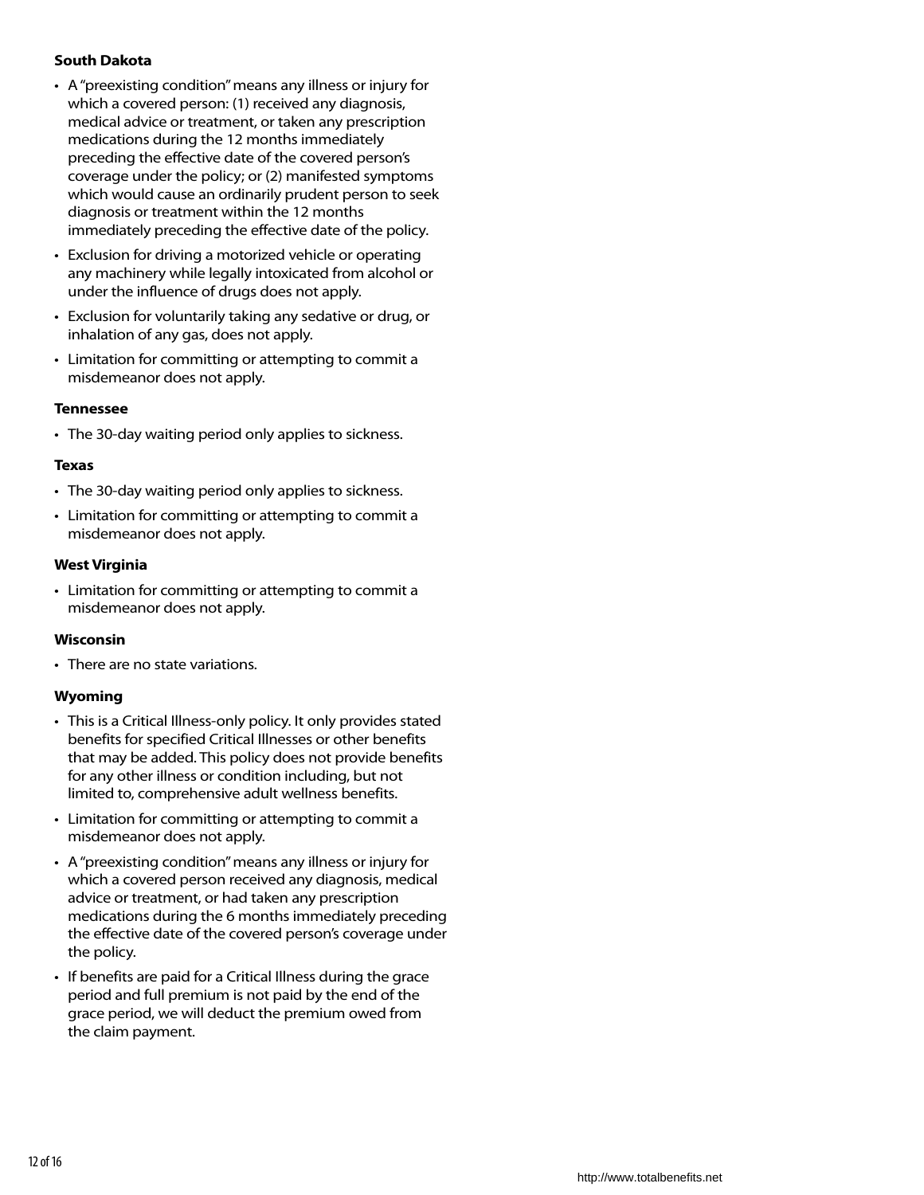**South Dakota**

- A "preexisting condition" means any illness or injury for which a covered person: (1) received any diagnosis, medical advice or treatment, or taken any prescription medications during the 12 months immediately preceding the effective date of the covered person's coverage under the policy; or (2) manifested symptoms which would cause an ordinarily prudent person to seek diagnosis or treatment within the 12 months immediately preceding the effective date of the policy.
- Exclusion for driving a motorized vehicle or operating any machinery while legally intoxicated from alcohol or under the influence of drugs does not apply.
- Exclusion for voluntarily taking any sedative or drug, or inhalation of any gas, does not apply.
- Limitation for committing or attempting to commit a misdemeanor does not apply.

**Tennessee**

- The 30-day waiting period only applies to sickness.

**Texas**

- The 30-day waiting period only applies to sickness.
- Limitation for committing or attempting to commit a misdemeanor does not apply.

**West Virginia**

- Limitation for committing or attempting to commit a misdemeanor does not apply.

**Wisconsin**

- There are no state variations.

**Wyoming**

- This is a Critical Illness-only policy. It only provides stated benefits for specified Critical Illnesses or other benefits that may be added. This policy does not provide benefits for any other illness or condition including, but not limited to, comprehensive adult wellness benefits.
- Limitation for committing or attempting to commit a misdemeanor does not apply.
- A "preexisting condition" means any illness or injury for which a covered person received any diagnosis, medical advice or treatment, or had taken any prescription medications during the 6 months immediately preceding the effective date of the covered person's coverage under the policy.
- If benefits are paid for a Critical Illness during the grace period and full premium is not paid by the end of the grace period, we will deduct the premium owed from the claim payment.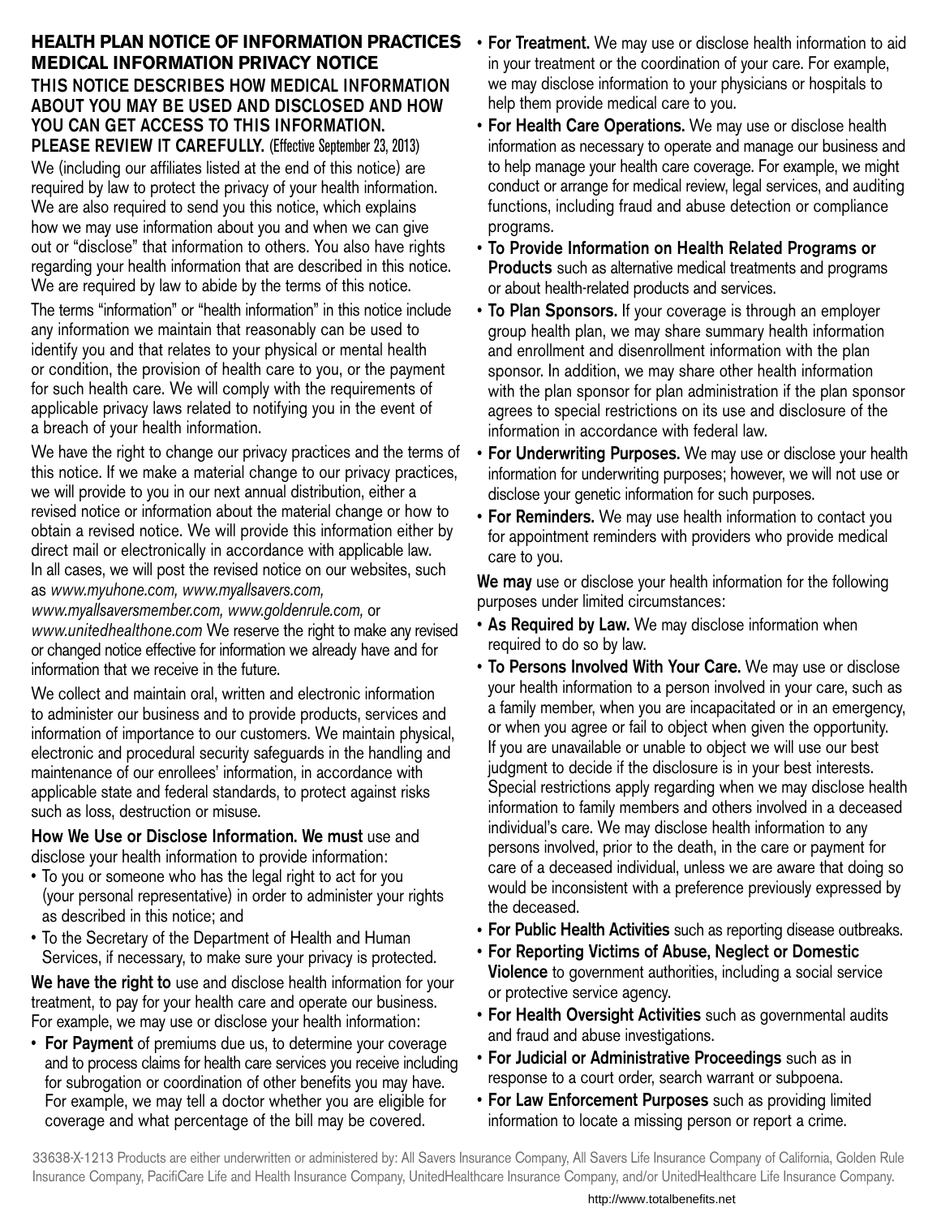# HEALTH PLAN NOTICE OF INFORMATION PRACTICES MEDICAL INFORMATION PRIVACY NOTICE

## THIS NOTICE DESCRIBES HOW MEDICAL INFORMATION ABOUT YOU MAY BE USED AND DISCLOSED AND HOW YOU CAN GET ACCESS TO THIS INFORMATION. PLEASE REVIEW IT CAREFULLY. (Effective September 23, 2013)

We (including our affiliates listed at the end of this notice) are required by law to protect the privacy of your health information. We are also required to send you this notice, which explains how we may use information about you and when we can give out or "disclose" that information to others. You also have rights regarding your health information that are described in this notice. We are required by law to abide by the terms of this notice.

The terms "information" or "health information" in this notice include any information we maintain that reasonably can be used to identify you and that relates to your physical or mental health or condition, the provision of health care to you, or the payment for such health care. We will comply with the requirements of applicable privacy laws related to notifying you in the event of a breach of your health information.

We have the right to change our privacy practices and the terms of this notice. If we make a material change to our privacy practices, we will provide to you in our next annual distribution, either a revised notice or information about the material change or how to obtain a revised notice. We will provide this information either by direct mail or electronically in accordance with applicable law. In all cases, we will post the revised notice on our websites, such as *www.myuhone.com, www.myallsavers.com, www.myallsaversmember.com, www.goldenrule.com,* or *www.unitedhealthone.com* We reserve the right to make any revised or changed notice effective for information we already have and for information that we receive in the future.

We collect and maintain oral, written and electronic information to administer our business and to provide products, services and information of importance to our customers. We maintain physical, electronic and procedural security safeguards in the handling and maintenance of our enrollees' information, in accordance with applicable state and federal standards, to protect against risks such as loss, destruction or misuse.

**How We Use or Disclose Information. We must** use and disclose your health information to provide information:

- To you or someone who has the legal right to act for you (your personal representative) in order to administer your rights as described in this notice; and
- To the Secretary of the Department of Health and Human Services, if necessary, to make sure your privacy is protected.

**We have the right to** use and disclose health information for your treatment, to pay for your health care and operate our business. For example, we may use or disclose your health information:

- **For Payment** of premiums due us, to determine your coverage and to process claims for health care services you receive including for subrogation or coordination of other benefits you may have. For example, we may tell a doctor whether you are eligible for coverage and what percentage of the bill may be covered.
- **For Treatment.** We may use or disclose health information to aid in your treatment or the coordination of your care. For example, we may disclose information to your physicians or hospitals to help them provide medical care to you.
- **For Health Care Operations.** We may use or disclose health information as necessary to operate and manage our business and to help manage your health care coverage. For example, we might conduct or arrange for medical review, legal services, and auditing functions, including fraud and abuse detection or compliance programs.
- **To Provide Information on Health Related Programs or Products** such as alternative medical treatments and programs or about health-related products and services.
- **To Plan Sponsors.** If your coverage is through an employer group health plan, we may share summary health information and enrollment and disenrollment information with the plan sponsor. In addition, we may share other health information with the plan sponsor for plan administration if the plan sponsor agrees to special restrictions on its use and disclosure of the information in accordance with federal law.
- **For Underwriting Purposes.** We may use or disclose your health information for underwriting purposes; however, we will not use or disclose your genetic information for such purposes.
- **For Reminders.** We may use health information to contact you for appointment reminders with providers who provide medical care to you.

**We may** use or disclose your health information for the following purposes under limited circumstances:

- **As Required by Law.** We may disclose information when required to do so by law.
- **To Persons Involved With Your Care.** We may use or disclose your health information to a person involved in your care, such as a family member, when you are incapacitated or in an emergency, or when you agree or fail to object when given the opportunity. If you are unavailable or unable to object we will use our best judgment to decide if the disclosure is in your best interests. Special restrictions apply regarding when we may disclose health information to family members and others involved in a deceased individual's care. We may disclose health information to any persons involved, prior to the death, in the care or payment for care of a deceased individual, unless we are aware that doing so would be inconsistent with a preference previously expressed by the deceased.
- **For Public Health Activities** such as reporting disease outbreaks.
- **For Reporting Victims of Abuse, Neglect or Domestic Violence** to government authorities, including a social service or protective service agency.
- **For Health Oversight Activities** such as governmental audits and fraud and abuse investigations.
- **For Judicial or Administrative Proceedings** such as in response to a court order, search warrant or subpoena.
- **For Law Enforcement Purposes** such as providing limited information to locate a missing person or report a crime.

33638-X-1213 Products are either underwritten or administered by: All Savers Insurance Company, All Savers Life Insurance Company of California, Golden Rule Insurance Company, PacifiCare Life and Health Insurance Company, UnitedHealthcare Insurance Company, and/or UnitedHealthcare Life Insurance Company.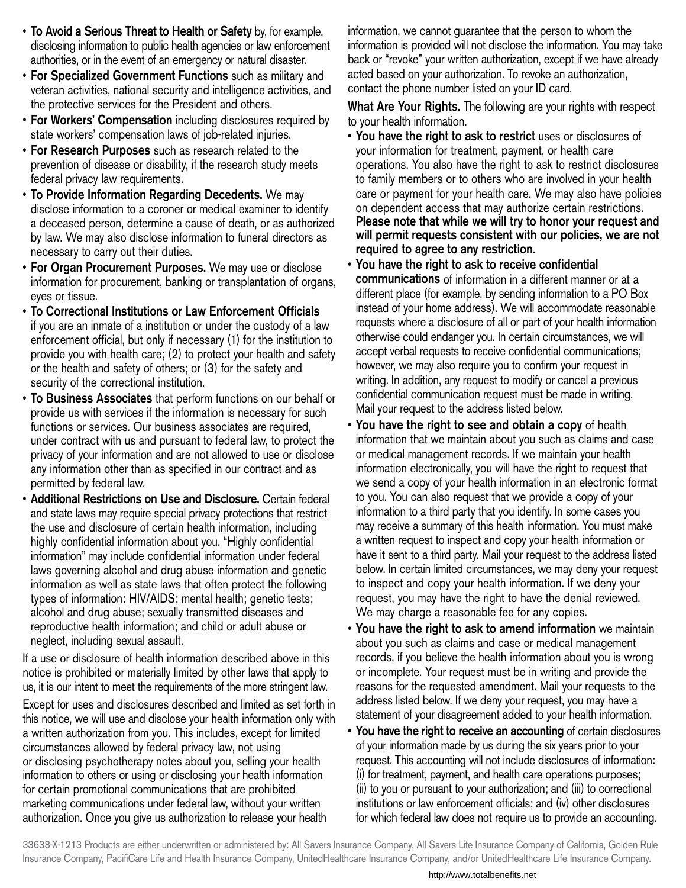- **To Avoid a Serious Threat to Health or Safety** by, for example, disclosing information to public health agencies or law enforcement authorities, or in the event of an emergency or natural disaster.
- **For Specialized Government Functions** such as military and veteran activities, national security and intelligence activities, and the protective services for the President and others.
- **For Workers' Compensation** including disclosures required by state workers' compensation laws of job-related injuries.
- **For Research Purposes** such as research related to the prevention of disease or disability, if the research study meets federal privacy law requirements.
- **To Provide Information Regarding Decedents.** We may disclose information to a coroner or medical examiner to identify a deceased person, determine a cause of death, or as authorized by law. We may also disclose information to funeral directors as necessary to carry out their duties.
- **For Organ Procurement Purposes.** We may use or disclose information for procurement, banking or transplantation of organs, eyes or tissue.
- **To Correctional Institutions or Law Enforcement Officials** if you are an inmate of a institution or under the custody of a law enforcement official, but only if necessary (1) for the institution to provide you with health care; (2) to protect your health and safety or the health and safety of others; or (3) for the safety and security of the correctional institution.
- **To Business Associates** that perform functions on our behalf or provide us with services if the information is necessary for such functions or services. Our business associates are required, under contract with us and pursuant to federal law, to protect the privacy of your information and are not allowed to use or disclose any information other than as specified in our contract and as permitted by federal law.
- **Additional Restrictions on Use and Disclosure.** Certain federal and state laws may require special privacy protections that restrict the use and disclosure of certain health information, including highly confidential information about you. "Highly confidential information" may include confidential information under federal laws governing alcohol and drug abuse information and genetic information as well as state laws that often protect the following types of information: HIV/AIDS; mental health; genetic tests; alcohol and drug abuse; sexually transmitted diseases and reproductive health information; and child or adult abuse or neglect, including sexual assault.

If a use or disclosure of health information described above in this notice is prohibited or materially limited by other laws that apply to us, it is our intent to meet the requirements of the more stringent law.

Except for uses and disclosures described and limited as set forth in this notice, we will use and disclose your health information only with a written authorization from you. This includes, except for limited circumstances allowed by federal privacy law, not using or disclosing psychotherapy notes about you, selling your health information to others or using or disclosing your health information for certain promotional communications that are prohibited marketing communications under federal law, without your written authorization. Once you give us authorization to release your health information, we cannot guarantee that the person to whom the information is provided will not disclose the information. You may take back or "revoke" your written authorization, except if we have already acted based on your authorization. To revoke an authorization, contact the phone number listed on your ID card.

**What Are Your Rights.** The following are your rights with respect to your health information.

- **You have the right to ask to restrict** uses or disclosures of your information for treatment, payment, or health care operations. You also have the right to ask to restrict disclosures to family members or to others who are involved in your health care or payment for your health care. We may also have policies on dependent access that may authorize certain restrictions. **Please note that while we will try to honor your request and will permit requests consistent with our policies, we are not required to agree to any restriction.**
- **You have the right to ask to receive confidential communications** of information in a different manner or at a different place (for example, by sending information to a PO Box instead of your home address). We will accommodate reasonable requests where a disclosure of all or part of your health information otherwise could endanger you. In certain circumstances, we will accept verbal requests to receive confidential communications; however, we may also require you to confirm your request in writing. In addition, any request to modify or cancel a previous confidential communication request must be made in writing. Mail your request to the address listed below.
- **You have the right to see and obtain a copy** of health information that we maintain about you such as claims and case or medical management records. If we maintain your health information electronically, you will have the right to request that we send a copy of your health information in an electronic format to you. You can also request that we provide a copy of your information to a third party that you identify. In some cases you may receive a summary of this health information. You must make a written request to inspect and copy your health information or have it sent to a third party. Mail your request to the address listed below. In certain limited circumstances, we may deny your request to inspect and copy your health information. If we deny your request, you may have the right to have the denial reviewed. We may charge a reasonable fee for any copies.
- **You have the right to ask to amend information** we maintain about you such as claims and case or medical management records, if you believe the health information about you is wrong or incomplete. Your request must be in writing and provide the reasons for the requested amendment. Mail your requests to the address listed below. If we deny your request, you may have a statement of your disagreement added to your health information.
- **You have the right to receive an accounting** of certain disclosures of your information made by us during the six years prior to your request. This accounting will not include disclosures of information: (i) for treatment, payment, and health care operations purposes; (ii) to you or pursuant to your authorization; and (iii) to correctional institutions or law enforcement officials; and (iv) other disclosures for which federal law does not require us to provide an accounting.

33638-X-1213 Products are either underwritten or administered by: All Savers Insurance Company, All Savers Life Insurance Company of California, Golden Rule Insurance Company, PacifiCare Life and Health Insurance Company, UnitedHealthcare Insurance Company, and/or UnitedHealthcare Life Insurance Company.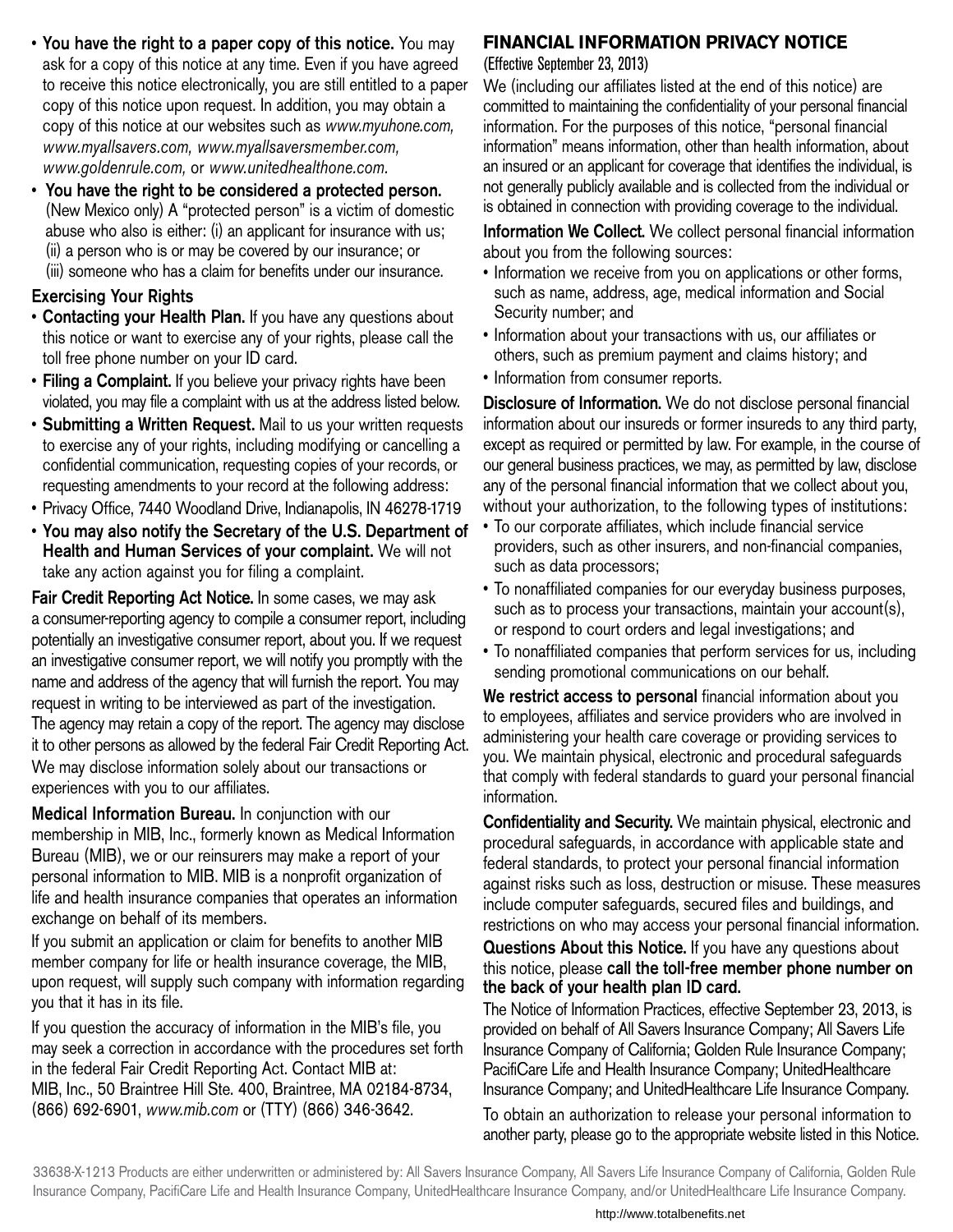- **You have the right to a paper copy of this notice.** You may ask for a copy of this notice at any time. Even if you have agreed to receive this notice electronically, you are still entitled to a paper copy of this notice upon request. In addition, you may obtain a copy of this notice at our websites such as *www.myuhone.com, www.myallsavers.com, www.myallsaversmember.com, www.goldenrule.com,* or *www.unitedhealthone.com.*
- **You have the right to be considered a protected person.** (New Mexico only) A "protected person" is a victim of domestic abuse who also is either: (i) an applicant for insurance with us; (ii) a person who is or may be covered by our insurance; or (iii) someone who has a claim for benefits under our insurance.

**Exercising Your Rights**

- **Contacting your Health Plan.** If you have any questions about this notice or want to exercise any of your rights, please call the toll free phone number on your ID card.
- **Filing a Complaint.** If you believe your privacy rights have been violated, you may file a complaint with us at the address listed below.
- **Submitting a Written Request.** Mail to us your written requests to exercise any of your rights, including modifying or cancelling a confidential communication, requesting copies of your records, or requesting amendments to your record at the following address:
- Privacy Office, 7440 Woodland Drive, Indianapolis, IN 46278-1719
- **You may also notify the Secretary of the U.S. Department of Health and Human Services of your complaint.** We will not take any action against you for filing a complaint.

**Fair Credit Reporting Act Notice.** In some cases, we may ask a consumer-reporting agency to compile a consumer report, including potentially an investigative consumer report, about you. If we request an investigative consumer report, we will notify you promptly with the name and address of the agency that will furnish the report. You may request in writing to be interviewed as part of the investigation. The agency may retain a copy of the report. The agency may disclose it to other persons as allowed by the federal Fair Credit Reporting Act. We may disclose information solely about our transactions or experiences with you to our affiliates.

**Medical Information Bureau.** In conjunction with our membership in MIB, Inc., formerly known as Medical Information Bureau (MIB), we or our reinsurers may make a report of your personal information to MIB. MIB is a nonprofit organization of life and health insurance companies that operates an information exchange on behalf of its members.

If you submit an application or claim for benefits to another MIB member company for life or health insurance coverage, the MIB, upon request, will supply such company with information regarding you that it has in its file.

If you question the accuracy of information in the MIB's file, you may seek a correction in accordance with the procedures set forth in the federal Fair Credit Reporting Act. Contact MIB at: MIB, Inc., 50 Braintree Hill Ste. 400, Braintree, MA 02184-8734, (866) 692-6901, *www.mib.com* or (TTY) (866) 346-3642.

## FINANCIAL INFORMATION PRIVACY NOTICE

(Effective September 23, 2013)

We (including our affiliates listed at the end of this notice) are committed to maintaining the confidentiality of your personal financial information. For the purposes of this notice, "personal financial information" means information, other than health information, about an insured or an applicant for coverage that identifies the individual, is not generally publicly available and is collected from the individual or is obtained in connection with providing coverage to the individual.

**Information We Collect.** We collect personal financial information about you from the following sources:

- Information we receive from you on applications or other forms, such as name, address, age, medical information and Social Security number; and
- Information about your transactions with us, our affiliates or others, such as premium payment and claims history; and
- Information from consumer reports.

**Disclosure of Information.** We do not disclose personal financial information about our insureds or former insureds to any third party, except as required or permitted by law. For example, in the course of our general business practices, we may, as permitted by law, disclose any of the personal financial information that we collect about you, without your authorization, to the following types of institutions:

- To our corporate affiliates, which include financial service providers, such as other insurers, and non-financial companies, such as data processors;
- To nonaffiliated companies for our everyday business purposes, such as to process your transactions, maintain your account(s), or respond to court orders and legal investigations; and
- To nonaffiliated companies that perform services for us, including sending promotional communications on our behalf.

**We restrict access to personal** financial information about you to employees, affiliates and service providers who are involved in administering your health care coverage or providing services to you. We maintain physical, electronic and procedural safeguards that comply with federal standards to guard your personal financial information.

**Confidentiality and Security.** We maintain physical, electronic and procedural safeguards, in accordance with applicable state and federal standards, to protect your personal financial information against risks such as loss, destruction or misuse. These measures include computer safeguards, secured files and buildings, and restrictions on who may access your personal financial information.

**Questions About this Notice.** If you have any questions about this notice, please **call the toll-free member phone number on the back of your health plan ID card.**

The Notice of Information Practices, effective September 23, 2013, is provided on behalf of All Savers Insurance Company; All Savers Life Insurance Company of California; Golden Rule Insurance Company; PacifiCare Life and Health Insurance Company; UnitedHealthcare Insurance Company; and UnitedHealthcare Life Insurance Company.

To obtain an authorization to release your personal information to another party, please go to the appropriate website listed in this Notice.

33638-X-1213 Products are either underwritten or administered by: All Savers Insurance Company, All Savers Life Insurance Company of California, Golden Rule Insurance Company, PacifiCare Life and Health Insurance Company, UnitedHealthcare Insurance Company, and/or UnitedHealthcare Life Insurance Company.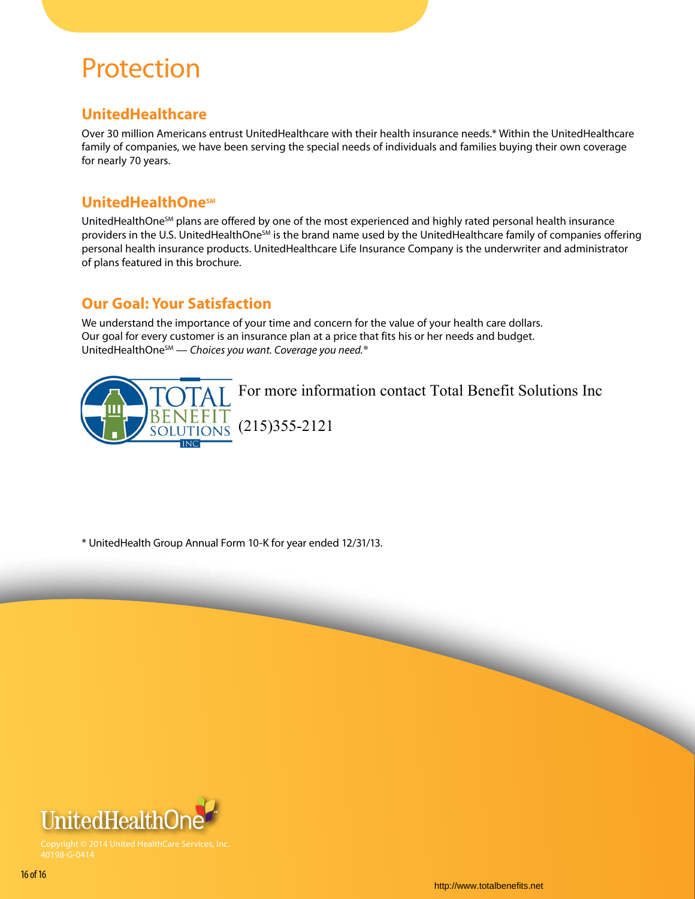# Protection

## UnitedHealthcare

Over 30 million Americans entrust UnitedHealthcare with their health insurance needs.* Within the UnitedHealthcare family of companies, we have been serving the special needs of individuals and families buying their own coverage for nearly 70 years.

## UnitedHealthOne℠

UnitedHealthOne℠ plans are offered by one of the most experienced and highly rated personal health insurance providers in the U.S. UnitedHealthOne℠ is the brand name used by the UnitedHealthcare family of companies offering personal health insurance products. UnitedHealthcare Life Insurance Company is the underwriter and administrator of plans featured in this brochure.

## Our Goal: Your Satisfaction

We understand the importance of your time and concern for the value of your health care dollars. Our goal for every customer is an insurance plan at a price that fits his or her needs and budget. UnitedHealthOne℠ — *Choices you want. Coverage you need.®*

TOTAL BENEFIT SOLUTIONS INC

For more information contact Total Benefit Solutions Inc

(215)355-2121

* UnitedHealth Group Annual Form 10-K for year ended 12/31/13.

UnitedHealthOne

Copyright © 2014 United HealthCare Services, Inc.
40198-G-0414

http://www.totalbenefits.net